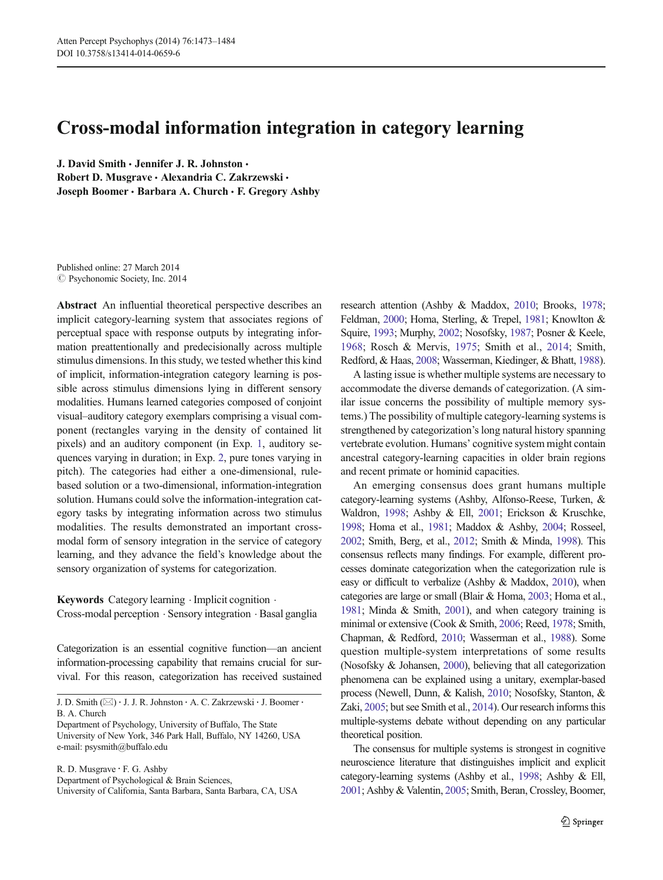Atten Percept Psychophys (2014) 76:1473–1484
DOI 10.3758/s13414-014-0659-6

# Cross-modal information integration in category learning

**J. David Smith · Jennifer J. R. Johnston · Robert D. Musgrave · Alexandria C. Zakrzewski · Joseph Boomer · Barbara A. Church · F. Gregory Ashby**

Published online: 27 March 2014
© Psychonomic Society, Inc. 2014

**Abstract** An influential theoretical perspective describes an implicit category-learning system that associates regions of perceptual space with response outputs by integrating information preattentionally and predecisionally across multiple stimulus dimensions. In this study, we tested whether this kind of implicit, information-integration category learning is possible across stimulus dimensions lying in different sensory modalities. Humans learned categories composed of conjoint visual–auditory category exemplars comprising a visual component (rectangles varying in the density of contained lit pixels) and an auditory component (in Exp. 1, auditory sequences varying in duration; in Exp. 2, pure tones varying in pitch). The categories had either a one-dimensional, rule-based solution or a two-dimensional, information-integration solution. Humans could solve the information-integration category tasks by integrating information across two stimulus modalities. The results demonstrated an important cross-modal form of sensory integration in the service of category learning, and they advance the field's knowledge about the sensory organization of systems for categorization.

**Keywords** Category learning · Implicit cognition · Cross-modal perception · Sensory integration · Basal ganglia

Categorization is an essential cognitive function—an ancient information-processing capability that remains crucial for survival. For this reason, categorization has received sustained research attention (Ashby & Maddox, 2010; Brooks, 1978; Feldman, 2000; Homa, Sterling, & Trepel, 1981; Knowlton & Squire, 1993; Murphy, 2002; Nosofsky, 1987; Posner & Keele, 1968; Rosch & Mervis, 1975; Smith et al., 2014; Smith, Redford, & Haas, 2008; Wasserman, Kiedinger, & Bhatt, 1988).

A lasting issue is whether multiple systems are necessary to accommodate the diverse demands of categorization. (A similar issue concerns the possibility of multiple memory systems.) The possibility of multiple category-learning systems is strengthened by categorization's long natural history spanning vertebrate evolution. Humans' cognitive system might contain ancestral category-learning capacities in older brain regions and recent primate or hominid capacities.

An emerging consensus does grant humans multiple category-learning systems (Ashby, Alfonso-Reese, Turken, & Waldron, 1998; Ashby & Ell, 2001; Erickson & Kruschke, 1998; Homa et al., 1981; Maddox & Ashby, 2004; Rosseel, 2002; Smith, Berg, et al., 2012; Smith & Minda, 1998). This consensus reflects many findings. For example, different processes dominate categorization when the categorization rule is easy or difficult to verbalize (Ashby & Maddox, 2010), when categories are large or small (Blair & Homa, 2003; Homa et al., 1981; Minda & Smith, 2001), and when category training is minimal or extensive (Cook & Smith, 2006; Reed, 1978; Smith, Chapman, & Redford, 2010; Wasserman et al., 1988). Some question multiple-system interpretations of some results (Nosofsky & Johansen, 2000), believing that all categorization phenomena can be explained using a unitary, exemplar-based process (Newell, Dunn, & Kalish, 2010; Nosofsky, Stanton, & Zaki, 2005; but see Smith et al., 2014). Our research informs this multiple-systems debate without depending on any particular theoretical position.

The consensus for multiple systems is strongest in cognitive neuroscience literature that distinguishes implicit and explicit category-learning systems (Ashby et al., 1998; Ashby & Ell, 2001; Ashby & Valentin, 2005; Smith, Beran, Crossley, Boomer,

J. D. Smith (✉) · J. J. R. Johnston · A. C. Zakrzewski · J. Boomer · B. A. Church
Department of Psychology, University of Buffalo, The State University of New York, 346 Park Hall, Buffalo, NY 14260, USA
e-mail: psysmith@buffalo.edu

R. D. Musgrave · F. G. Ashby
Department of Psychological & Brain Sciences, University of California, Santa Barbara, Santa Barbara, CA, USA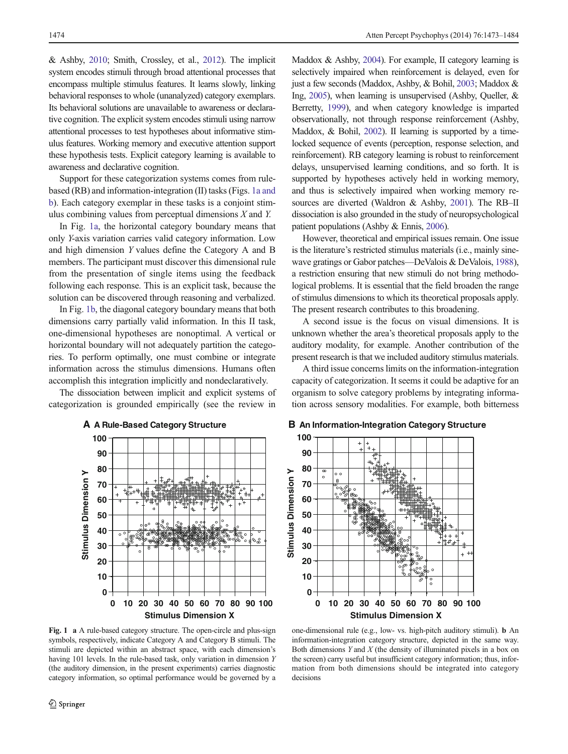& Ashby, 2010; Smith, Crossley, et al., 2012). The implicit system encodes stimuli through broad attentional processes that encompass multiple stimulus features. It learns slowly, linking behavioral responses to whole (unanalyzed) category exemplars. Its behavioral solutions are unavailable to awareness or declarative cognition. The explicit system encodes stimuli using narrow attentional processes to test hypotheses about informative stimulus features. Working memory and executive attention support these hypothesis tests. Explicit category learning is available to awareness and declarative cognition.

Support for these categorization systems comes from rule-based (RB) and information-integration (II) tasks (Figs. 1a and b). Each category exemplar in these tasks is a conjoint stimulus combining values from perceptual dimensions *X* and *Y*.

In Fig. 1a, the horizontal category boundary means that only *Y*-axis variation carries valid category information. Low and high dimension *Y* values define the Category A and B members. The participant must discover this dimensional rule from the presentation of single items using the feedback following each response. This is an explicit task, because the solution can be discovered through reasoning and verbalized.

In Fig. 1b, the diagonal category boundary means that both dimensions carry partially valid information. In this II task, one-dimensional hypotheses are nonoptimal. A vertical or horizontal boundary will not adequately partition the categories. To perform optimally, one must combine or integrate information across the stimulus dimensions. Humans often accomplish this integration implicitly and nondeclaratively.

The dissociation between implicit and explicit systems of categorization is grounded empirically (see the review in Maddox & Ashby, 2004). For example, II category learning is selectively impaired when reinforcement is delayed, even for just a few seconds (Maddox, Ashby, & Bohil, 2003; Maddox & Ing, 2005), when learning is unsupervised (Ashby, Queller, & Berretty, 1999), and when category knowledge is imparted observationally, not through response reinforcement (Ashby, Maddox, & Bohil, 2002). II learning is supported by a time-locked sequence of events (perception, response selection, and reinforcement). RB category learning is robust to reinforcement delays, unsupervised learning conditions, and so forth. It is supported by hypotheses actively held in working memory, and thus is selectively impaired when working memory resources are diverted (Waldron & Ashby, 2001). The RB–II dissociation is also grounded in the study of neuropsychological patient populations (Ashby & Ennis, 2006).

However, theoretical and empirical issues remain. One issue is the literature's restricted stimulus materials (i.e., mainly sine-wave gratings or Gabor patches—DeValois & DeValois, 1988), a restriction ensuring that new stimuli do not bring methodological problems. It is essential that the field broaden the range of stimulus dimensions to which its theoretical proposals apply. The present research contributes to this broadening.

A second issue is the focus on visual dimensions. It is unknown whether the area's theoretical proposals apply to the auditory modality, for example. Another contribution of the present research is that we included auditory stimulus materials.

A third issue concerns limits on the information-integration capacity of categorization. It seems it could be adaptive for an organism to solve category problems by integrating information across sensory modalities. For example, both bitterness

**Fig. 1** **a** A rule-based category structure. The open-circle and plus-sign symbols, respectively, indicate Category A and Category B stimuli. The stimuli are depicted within an abstract space, with each dimension's having 101 levels. In the rule-based task, only variation in dimension *Y* (the auditory dimension, in the present experiments) carries diagnostic category information, so optimal performance would be governed by a one-dimensional rule (e.g., low- vs. high-pitch auditory stimuli). **b** An information-integration category structure, depicted in the same way. Both dimensions *Y* and *X* (the density of illuminated pixels in a box on the screen) carry useful but insufficient category information; thus, information from both dimensions should be integrated into category decisions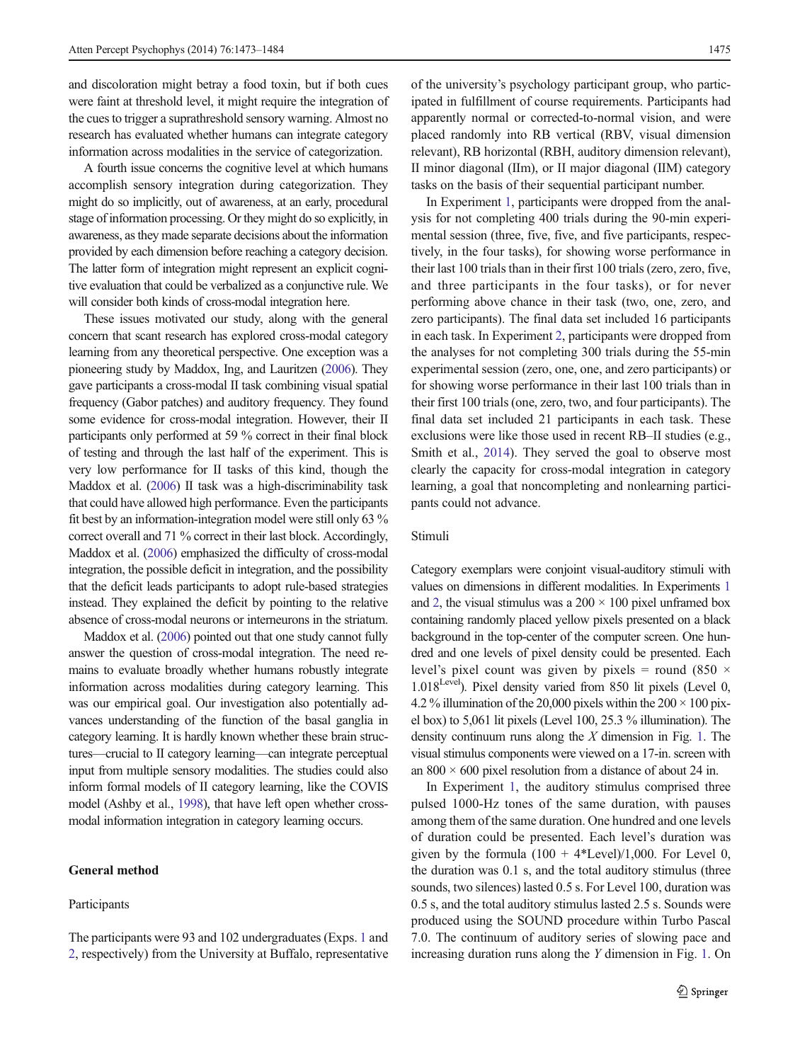and discoloration might betray a food toxin, but if both cues were faint at threshold level, it might require the integration of the cues to trigger a suprathreshold sensory warning. Almost no research has evaluated whether humans can integrate category information across modalities in the service of categorization.

A fourth issue concerns the cognitive level at which humans accomplish sensory integration during categorization. They might do so implicitly, out of awareness, at an early, procedural stage of information processing. Or they might do so explicitly, in awareness, as they made separate decisions about the information provided by each dimension before reaching a category decision. The latter form of integration might represent an explicit cognitive evaluation that could be verbalized as a conjunctive rule. We will consider both kinds of cross-modal integration here.

These issues motivated our study, along with the general concern that scant research has explored cross-modal category learning from any theoretical perspective. One exception was a pioneering study by Maddox, Ing, and Lauritzen (2006). They gave participants a cross-modal II task combining visual spatial frequency (Gabor patches) and auditory frequency. They found some evidence for cross-modal integration. However, their II participants only performed at 59 % correct in their final block of testing and through the last half of the experiment. This is very low performance for II tasks of this kind, though the Maddox et al. (2006) II task was a high-discriminability task that could have allowed high performance. Even the participants fit best by an information-integration model were still only 63 % correct overall and 71 % correct in their last block. Accordingly, Maddox et al. (2006) emphasized the difficulty of cross-modal integration, the possible deficit in integration, and the possibility that the deficit leads participants to adopt rule-based strategies instead. They explained the deficit by pointing to the relative absence of cross-modal neurons or interneurons in the striatum.

Maddox et al. (2006) pointed out that one study cannot fully answer the question of cross-modal integration. The need remains to evaluate broadly whether humans robustly integrate information across modalities during category learning. This was our empirical goal. Our investigation also potentially advances understanding of the function of the basal ganglia in category learning. It is hardly known whether these brain structures—crucial to II category learning—can integrate perceptual input from multiple sensory modalities. The studies could also inform formal models of II category learning, like the COVIS model (Ashby et al., 1998), that have left open whether cross-modal information integration in category learning occurs.

## General method

### Participants

The participants were 93 and 102 undergraduates (Exps. 1 and 2, respectively) from the University at Buffalo, representative of the university's psychology participant group, who participated in fulfillment of course requirements. Participants had apparently normal or corrected-to-normal vision, and were placed randomly into RB vertical (RBV, visual dimension relevant), RB horizontal (RBH, auditory dimension relevant), II minor diagonal (IIm), or II major diagonal (IIM) category tasks on the basis of their sequential participant number.

In Experiment 1, participants were dropped from the analysis for not completing 400 trials during the 90-min experimental session (three, five, five, and five participants, respectively, in the four tasks), for showing worse performance in their last 100 trials than in their first 100 trials (zero, zero, five, and three participants in the four tasks), or for never performing above chance in their task (two, one, zero, and zero participants). The final data set included 16 participants in each task. In Experiment 2, participants were dropped from the analyses for not completing 300 trials during the 55-min experimental session (zero, one, one, and zero participants) or for showing worse performance in their last 100 trials than in their first 100 trials (one, zero, two, and four participants). The final data set included 21 participants in each task. These exclusions were like those used in recent RB–II studies (e.g., Smith et al., 2014). They served the goal to observe most clearly the capacity for cross-modal integration in category learning, a goal that noncompleting and nonlearning participants could not advance.

### Stimuli

Category exemplars were conjoint visual-auditory stimuli with values on dimensions in different modalities. In Experiments 1 and 2, the visual stimulus was a 200 × 100 pixel unframed box containing randomly placed yellow pixels presented on a black background in the top-center of the computer screen. One hundred and one levels of pixel density could be presented. Each level's pixel count was given by pixels = round $(850 \times 1.018^{\text{Level}})$. Pixel density varied from 850 lit pixels (Level 0, 4.2 % illumination of the 20,000 pixels within the 200 × 100 pixel box) to 5,061 lit pixels (Level 100, 25.3 % illumination). The density continuum runs along the *X* dimension in Fig. 1. The visual stimulus components were viewed on a 17-in. screen with an 800 × 600 pixel resolution from a distance of about 24 in.

In Experiment 1, the auditory stimulus comprised three pulsed 1000-Hz tones of the same duration, with pauses among them of the same duration. One hundred and one levels of duration could be presented. Each level's duration was given by the formula $(100 + 4{*}\text{Level})/1{,}000$. For Level 0, the duration was 0.1 s, and the total auditory stimulus (three sounds, two silences) lasted 0.5 s. For Level 100, duration was 0.5 s, and the total auditory stimulus lasted 2.5 s. Sounds were produced using the SOUND procedure within Turbo Pascal 7.0. The continuum of auditory series of slowing pace and increasing duration runs along the *Y* dimension in Fig. 1. On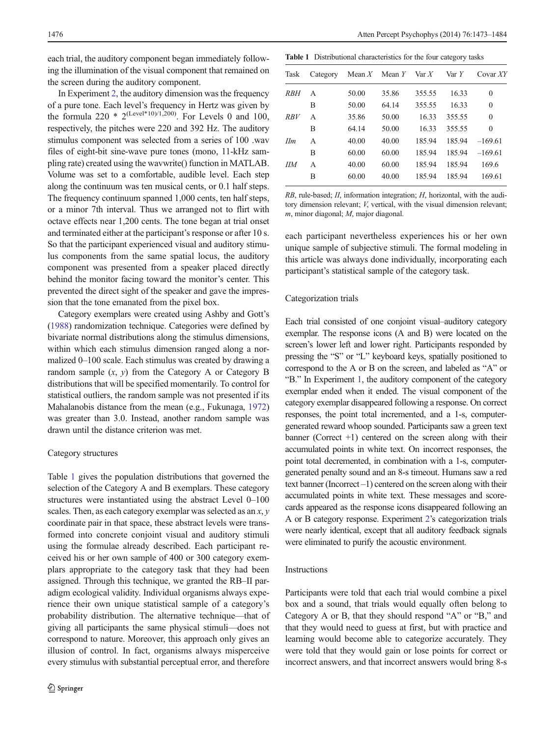each trial, the auditory component began immediately following the illumination of the visual component that remained on the screen during the auditory component.

In Experiment 2, the auditory dimension was the frequency of a pure tone. Each level's frequency in Hertz was given by the formula $220 * 2^{(\text{Level}*10)/1,200)}$. For Levels 0 and 100, respectively, the pitches were 220 and 392 Hz. The auditory stimulus component was selected from a series of 100 .wav files of eight-bit sine-wave pure tones (mono, 11-kHz sampling rate) created using the wavwrite() function in MATLAB. Volume was set to a comfortable, audible level. Each step along the continuum was ten musical cents, or 0.1 half steps. The frequency continuum spanned 1,000 cents, ten half steps, or a minor 7th interval. Thus we arranged not to flirt with octave effects near 1,200 cents. The tone began at trial onset and terminated either at the participant's response or after 10 s. So that the participant experienced visual and auditory stimulus components from the same spatial locus, the auditory component was presented from a speaker placed directly behind the monitor facing toward the monitor's center. This prevented the direct sight of the speaker and gave the impression that the tone emanated from the pixel box.

Category exemplars were created using Ashby and Gott's (1988) randomization technique. Categories were defined by bivariate normal distributions along the stimulus dimensions, within which each stimulus dimension ranged along a normalized 0–100 scale. Each stimulus was created by drawing a random sample ($x$, $y$) from the Category A or Category B distributions that will be specified momentarily. To control for statistical outliers, the random sample was not presented if its Mahalanobis distance from the mean (e.g., Fukunaga, 1972) was greater than 3.0. Instead, another random sample was drawn until the distance criterion was met.

### Category structures

Table 1 gives the population distributions that governed the selection of the Category A and B exemplars. These category structures were instantiated using the abstract Level 0–100 scales. Then, as each category exemplar was selected as an $x$, $y$ coordinate pair in that space, these abstract levels were transformed into concrete conjoint visual and auditory stimuli using the formulae already described. Each participant received his or her own sample of 400 or 300 category exemplars appropriate to the category task that they had been assigned. Through this technique, we granted the RB–II paradigm ecological validity. Individual organisms always experience their own unique statistical sample of a category's probability distribution. The alternative technique—that of giving all participants the same physical stimuli—does not correspond to nature. Moreover, this approach only gives an illusion of control. In fact, organisms always misperceive every stimulus with substantial perceptual error, and therefore each participant nevertheless experiences his or her own unique sample of subjective stimuli. The formal modeling in this article was always done individually, incorporating each participant's statistical sample of the category task.

**Table 1** Distributional characteristics for the four category tasks

| Task | Category | Mean *X* | Mean *Y* | Var *X* | Var *Y* | Covar *XY* |
|---|---|---|---|---|---|---|
| *RBH* | A | 50.00 | 35.86 | 355.55 | 16.33 | 0 |
| | B | 50.00 | 64.14 | 355.55 | 16.33 | 0 |
| *RBV* | A | 35.86 | 50.00 | 16.33 | 355.55 | 0 |
| | B | 64.14 | 50.00 | 16.33 | 355.55 | 0 |
| *IIm* | A | 40.00 | 40.00 | 185.94 | 185.94 | −169.61 |
| | B | 60.00 | 60.00 | 185.94 | 185.94 | −169.61 |
| *IIM* | A | 40.00 | 60.00 | 185.94 | 185.94 | 169.6 |
| | B | 60.00 | 40.00 | 185.94 | 185.94 | 169.61 |

*RB*, rule-based; *II*, information integration; *H*, horizontal, with the auditory dimension relevant; *V*, vertical, with the visual dimension relevant; *m*, minor diagonal; *M*, major diagonal.

### Categorization trials

Each trial consisted of one conjoint visual–auditory category exemplar. The response icons (A and B) were located on the screen's lower left and lower right. Participants responded by pressing the "S" or "L" keyboard keys, spatially positioned to correspond to the A or B on the screen, and labeled as "A" or "B." In Experiment 1, the auditory component of the category exemplar ended when it ended. The visual component of the category exemplar disappeared following a response. On correct responses, the point total incremented, and a 1-s, computer-generated reward whoop sounded. Participants saw a green text banner (Correct +1) centered on the screen along with their accumulated points in white text. On incorrect responses, the point total decremented, in combination with a 1-s, computer-generated penalty sound and an 8-s timeout. Humans saw a red text banner (Incorrect –1) centered on the screen along with their accumulated points in white text. These messages and scorecards appeared as the response icons disappeared following an A or B category response. Experiment 2's categorization trials were nearly identical, except that all auditory feedback signals were eliminated to purify the acoustic environment.

### Instructions

Participants were told that each trial would combine a pixel box and a sound, that trials would equally often belong to Category A or B, that they should respond "A" or "B," and that they would need to guess at first, but with practice and learning would become able to categorize accurately. They were told that they would gain or lose points for correct or incorrect answers, and that incorrect answers would bring 8-s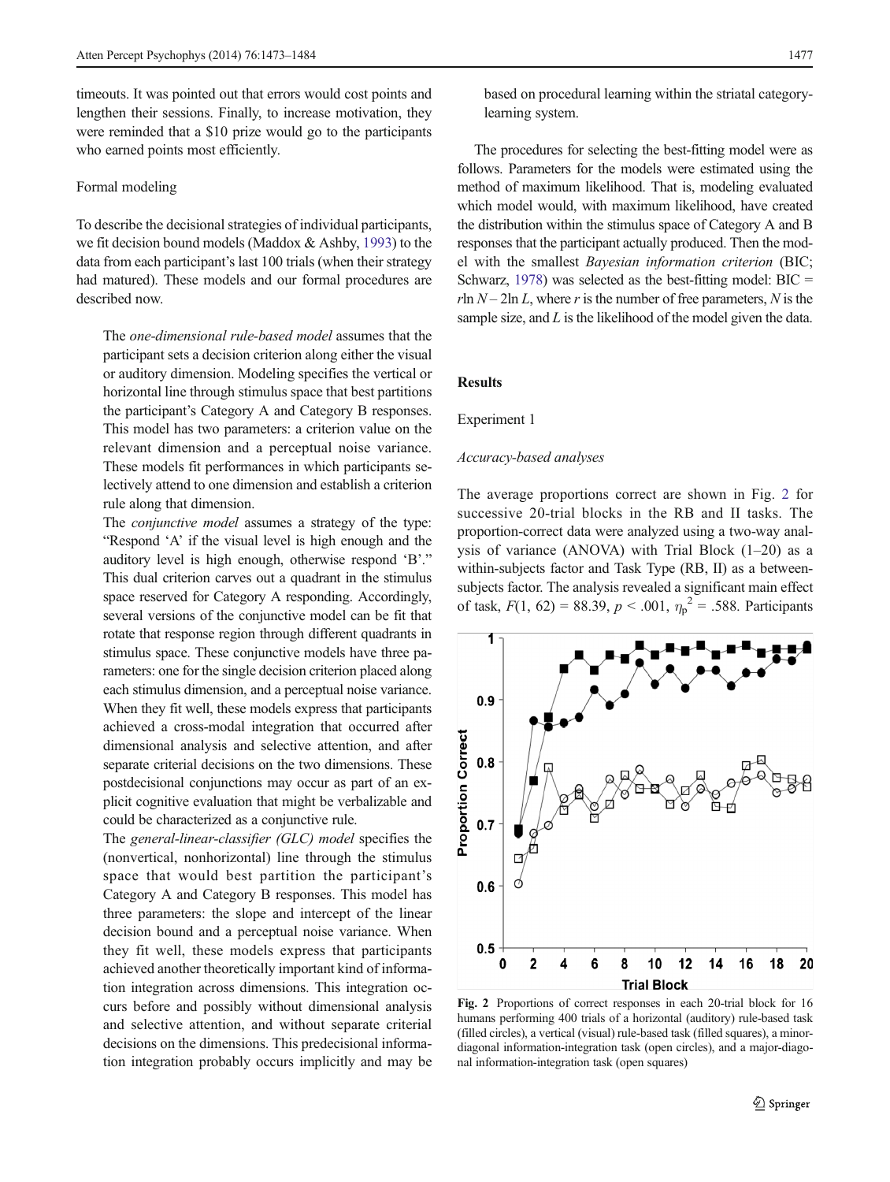timeouts. It was pointed out that errors would cost points and lengthen their sessions. Finally, to increase motivation, they were reminded that a $10 prize would go to the participants who earned points most efficiently.

### Formal modeling

To describe the decisional strategies of individual participants, we fit decision bound models (Maddox & Ashby, 1993) to the data from each participant's last 100 trials (when their strategy had matured). These models and our formal procedures are described now.

> The *one-dimensional rule-based model* assumes that the participant sets a decision criterion along either the visual or auditory dimension. Modeling specifies the vertical or horizontal line through stimulus space that best partitions the participant's Category A and Category B responses. This model has two parameters: a criterion value on the relevant dimension and a perceptual noise variance. These models fit performances in which participants selectively attend to one dimension and establish a criterion rule along that dimension.
>
> The *conjunctive model* assumes a strategy of the type: "Respond 'A' if the visual level is high enough and the auditory level is high enough, otherwise respond 'B'." This dual criterion carves out a quadrant in the stimulus space reserved for Category A responding. Accordingly, several versions of the conjunctive model can be fit that rotate that response region through different quadrants in stimulus space. These conjunctive models have three parameters: one for the single decision criterion placed along each stimulus dimension, and a perceptual noise variance. When they fit well, these models express that participants achieved a cross-modal integration that occurred after dimensional analysis and selective attention, and after separate criterial decisions on the two dimensions. These postdecisional conjunctions may occur as part of an explicit cognitive evaluation that might be verbalizable and could be characterized as a conjunctive rule.
>
> The *general-linear-classifier (GLC) model* specifies the (nonvertical, nonhorizontal) line through the stimulus space that would best partition the participant's Category A and Category B responses. This model has three parameters: the slope and intercept of the linear decision bound and a perceptual noise variance. When they fit well, these models express that participants achieved another theoretically important kind of information integration across dimensions. This integration occurs before and possibly without dimensional analysis and selective attention, and without separate criterial decisions on the dimensions. This predecisional information integration probably occurs implicitly and may be based on procedural learning within the striatal category-learning system.

The procedures for selecting the best-fitting model were as follows. Parameters for the models were estimated using the method of maximum likelihood. That is, modeling evaluated which model would, with maximum likelihood, have created the distribution within the stimulus space of Category A and B responses that the participant actually produced. Then the model with the smallest *Bayesian information criterion* (BIC; Schwarz, 1978) was selected as the best-fitting model: BIC = $r\ln N - 2\ln L$, where $r$ is the number of free parameters, $N$ is the sample size, and $L$ is the likelihood of the model given the data.

## Results

### Experiment 1

#### *Accuracy-based analyses*

The average proportions correct are shown in Fig. 2 for successive 20-trial blocks in the RB and II tasks. The proportion-correct data were analyzed using a two-way analysis of variance (ANOVA) with Trial Block (1–20) as a within-subjects factor and Task Type (RB, II) as a between-subjects factor. The analysis revealed a significant main effect of task, $F(1, 62) = 88.39$, $p < .001$, $\eta_p^2 = .588$. Participants

**Fig. 2** Proportions of correct responses in each 20-trial block for 16 humans performing 400 trials of a horizontal (auditory) rule-based task (filled circles), a vertical (visual) rule-based task (filled squares), a minor-diagonal information-integration task (open circles), and a major-diagonal information-integration task (open squares)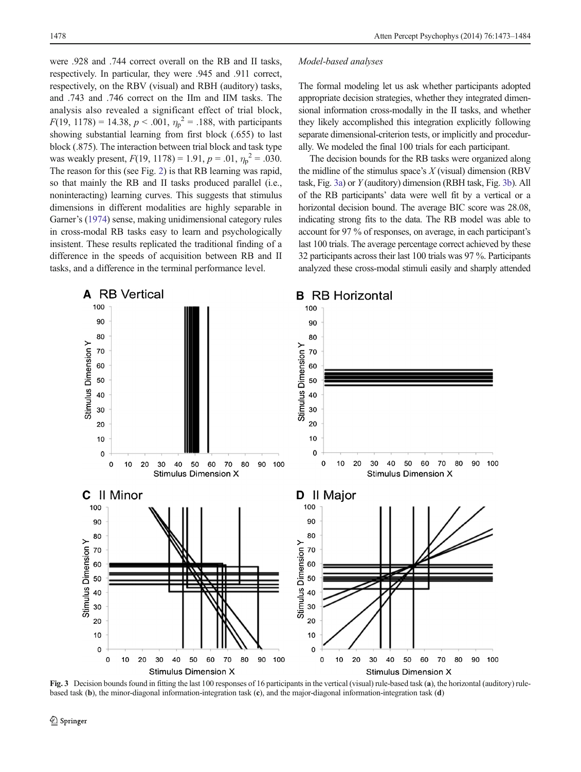were .928 and .744 correct overall on the RB and II tasks, respectively. In particular, they were .945 and .911 correct, respectively, on the RBV (visual) and RBH (auditory) tasks, and .743 and .746 correct on the IIm and IIM tasks. The analysis also revealed a significant effect of trial block, $F(19, 1178) = 14.38$, $p < .001$, $\eta_p^2 = .188$, with participants showing substantial learning from first block (.655) to last block (.875). The interaction between trial block and task type was weakly present, $F(19, 1178) = 1.91$, $p = .01$, $\eta_p^2 = .030$. The reason for this (see Fig. 2) is that RB learning was rapid, so that mainly the RB and II tasks produced parallel (i.e., noninteracting) learning curves. This suggests that stimulus dimensions in different modalities are highly separable in Garner's (1974) sense, making unidimensional category rules in cross-modal RB tasks easy to learn and psychologically insistent. These results replicated the traditional finding of a difference in the speeds of acquisition between RB and II tasks, and a difference in the terminal performance level.

*Model-based analyses*

The formal modeling let us ask whether participants adopted appropriate decision strategies, whether they integrated dimensional information cross-modally in the II tasks, and whether they likely accomplished this integration explicitly following separate dimensional-criterion tests, or implicitly and procedurally. We modeled the final 100 trials for each participant.

The decision bounds for the RB tasks were organized along the midline of the stimulus space's *X* (visual) dimension (RBV task, Fig. 3a) or *Y* (auditory) dimension (RBH task, Fig. 3b). All of the RB participants' data were well fit by a vertical or a horizontal decision bound. The average BIC score was 28.08, indicating strong fits to the data. The RB model was able to account for 97 % of responses, on average, in each participant's last 100 trials. The average percentage correct achieved by these 32 participants across their last 100 trials was 97 %. Participants analyzed these cross-modal stimuli easily and sharply attended

Fig. 3 Decision bounds found in fitting the last 100 responses of 16 participants in the vertical (visual) rule-based task (**a**), the horizontal (auditory) rule-based task (**b**), the minor-diagonal information-integration task (**c**), and the major-diagonal information-integration task (**d**)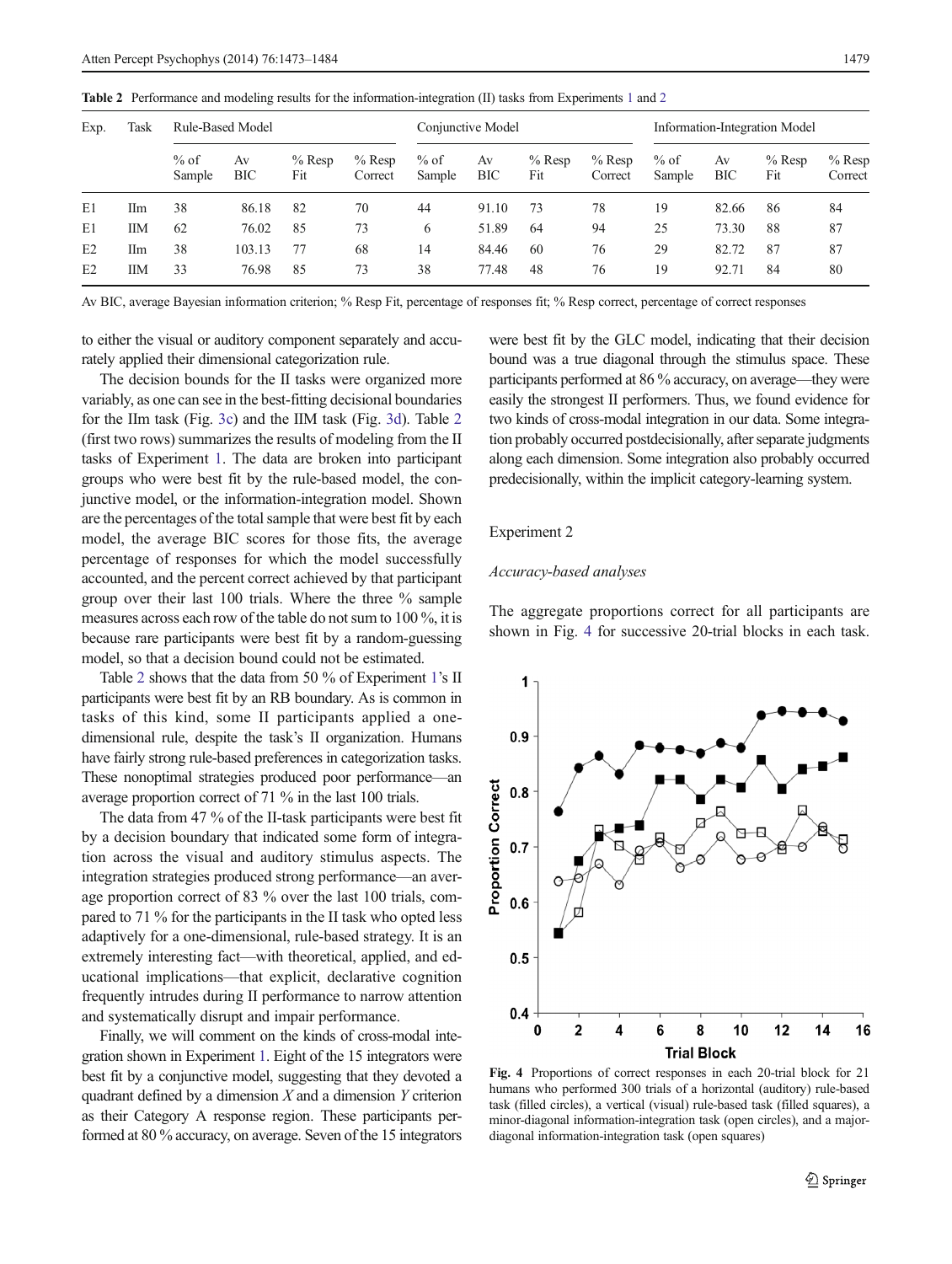**Table 2** Performance and modeling results for the information-integration (II) tasks from Experiments 1 and 2

| Exp. | Task | Rule-Based Model | | | | Conjunctive Model | | | | Information-Integration Model | | | |
|---|---|---|---|---|---|---|---|---|---|---|---|---|---|
| | | % of Sample | Av BIC | % Resp Fit | % Resp Correct | % of Sample | Av BIC | % Resp Fit | % Resp Correct | % of Sample | Av BIC | % Resp Fit | % Resp Correct |
| E1 | IIm | 38 | 86.18 | 82 | 70 | 44 | 91.10 | 73 | 78 | 19 | 82.66 | 86 | 84 |
| E1 | IIM | 62 | 76.02 | 85 | 73 | 6 | 51.89 | 64 | 94 | 25 | 73.30 | 88 | 87 |
| E2 | IIm | 38 | 103.13 | 77 | 68 | 14 | 84.46 | 60 | 76 | 29 | 82.72 | 87 | 87 |
| E2 | IIM | 33 | 76.98 | 85 | 73 | 38 | 77.48 | 48 | 76 | 19 | 92.71 | 84 | 80 |

Av BIC, average Bayesian information criterion; % Resp Fit, percentage of responses fit; % Resp correct, percentage of correct responses

to either the visual or auditory component separately and accurately applied their dimensional categorization rule.

The decision bounds for the II tasks were organized more variably, as one can see in the best-fitting decisional boundaries for the IIm task (Fig. 3c) and the IIM task (Fig. 3d). Table 2 (first two rows) summarizes the results of modeling from the II tasks of Experiment 1. The data are broken into participant groups who were best fit by the rule-based model, the conjunctive model, or the information-integration model. Shown are the percentages of the total sample that were best fit by each model, the average BIC scores for those fits, the average percentage of responses for which the model successfully accounted, and the percent correct achieved by that participant group over their last 100 trials. Where the three % sample measures across each row of the table do not sum to 100 %, it is because rare participants were best fit by a random-guessing model, so that a decision bound could not be estimated.

Table 2 shows that the data from 50 % of Experiment 1's II participants were best fit by an RB boundary. As is common in tasks of this kind, some II participants applied a one-dimensional rule, despite the task's II organization. Humans have fairly strong rule-based preferences in categorization tasks. These nonoptimal strategies produced poor performance—an average proportion correct of 71 % in the last 100 trials.

The data from 47 % of the II-task participants were best fit by a decision boundary that indicated some form of integration across the visual and auditory stimulus aspects. The integration strategies produced strong performance—an average proportion correct of 83 % over the last 100 trials, compared to 71 % for the participants in the II task who opted less adaptively for a one-dimensional, rule-based strategy. It is an extremely interesting fact—with theoretical, applied, and educational implications—that explicit, declarative cognition frequently intrudes during II performance to narrow attention and systematically disrupt and impair performance.

Finally, we will comment on the kinds of cross-modal integration shown in Experiment 1. Eight of the 15 integrators were best fit by a conjunctive model, suggesting that they devoted a quadrant defined by a dimension $X$ and a dimension $Y$ criterion as their Category A response region. These participants performed at 80 % accuracy, on average. Seven of the 15 integrators were best fit by the GLC model, indicating that their decision bound was a true diagonal through the stimulus space. These participants performed at 86 % accuracy, on average—they were easily the strongest II performers. Thus, we found evidence for two kinds of cross-modal integration in our data. Some integration probably occurred postdecisionally, after separate judgments along each dimension. Some integration also probably occurred predecisionally, within the implicit category-learning system.

## Experiment 2

### *Accuracy-based analyses*

The aggregate proportions correct for all participants are shown in Fig. 4 for successive 20-trial blocks in each task.

Fig. 4 Proportions of correct responses in each 20-trial block for 21 humans who performed 300 trials of a horizontal (auditory) rule-based task (filled circles), a vertical (visual) rule-based task (filled squares), a minor-diagonal information-integration task (open circles), and a major-diagonal information-integration task (open squares)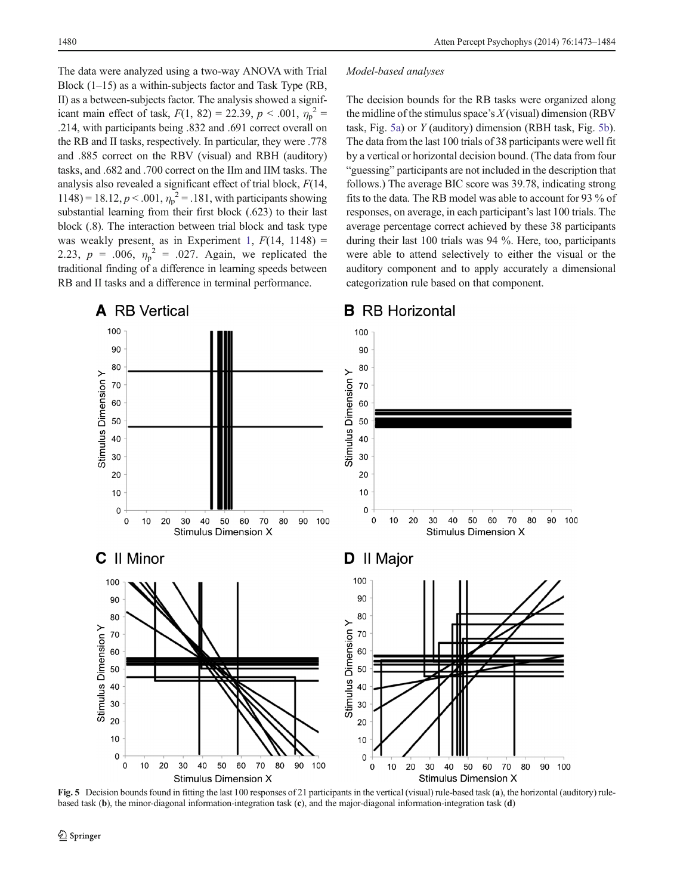The data were analyzed using a two-way ANOVA with Trial Block (1–15) as a within-subjects factor and Task Type (RB, II) as a between-subjects factor. The analysis showed a significant main effect of task, $F(1, 82) = 22.39$, $p < .001$, $\eta_p^2 = .214$, with participants being .832 and .691 correct overall on the RB and II tasks, respectively. In particular, they were .778 and .885 correct on the RBV (visual) and RBH (auditory) tasks, and .682 and .700 correct on the IIm and IIM tasks. The analysis also revealed a significant effect of trial block, $F(14, 1148) = 18.12$, $p < .001$, $\eta_p^2 = .181$, with participants showing substantial learning from their first block (.623) to their last block (.8). The interaction between trial block and task type was weakly present, as in Experiment 1, $F(14, 1148) = 2.23$, $p = .006$, $\eta_p^2 = .027$. Again, we replicated the traditional finding of a difference in learning speeds between RB and II tasks and a difference in terminal performance.

*Model-based analyses*

The decision bounds for the RB tasks were organized along the midline of the stimulus space's *X* (visual) dimension (RBV task, Fig. 5a) or *Y* (auditory) dimension (RBH task, Fig. 5b). The data from the last 100 trials of 38 participants were well fit by a vertical or horizontal decision bound. (The data from four "guessing" participants are not included in the description that follows.) The average BIC score was 39.78, indicating strong fits to the data. The RB model was able to account for 93 % of responses, on average, in each participant's last 100 trials. The average percentage correct achieved by these 38 participants during their last 100 trials was 94 %. Here, too, participants were able to attend selectively to either the visual or the auditory component and to apply accurately a dimensional categorization rule based on that component.

**Fig. 5** Decision bounds found in fitting the last 100 responses of 21 participants in the vertical (visual) rule-based task (**a**), the horizontal (auditory) rule-based task (**b**), the minor-diagonal information-integration task (**c**), and the major-diagonal information-integration task (**d**)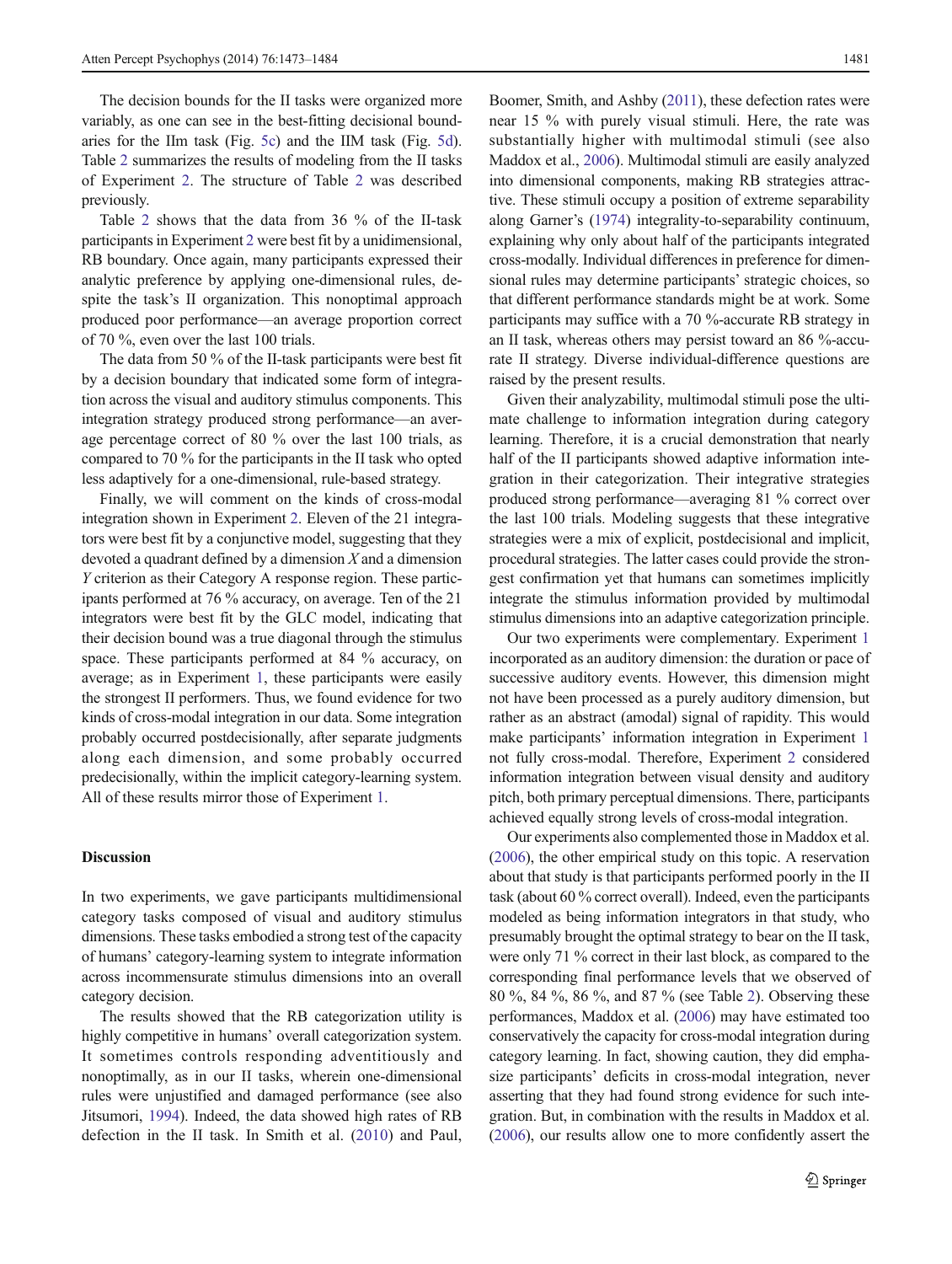The decision bounds for the II tasks were organized more variably, as one can see in the best-fitting decisional boundaries for the IIm task (Fig. 5c) and the IIM task (Fig. 5d). Table 2 summarizes the results of modeling from the II tasks of Experiment 2. The structure of Table 2 was described previously.

Table 2 shows that the data from 36 % of the II-task participants in Experiment 2 were best fit by a unidimensional, RB boundary. Once again, many participants expressed their analytic preference by applying one-dimensional rules, despite the task's II organization. This nonoptimal approach produced poor performance—an average proportion correct of 70 %, even over the last 100 trials.

The data from 50 % of the II-task participants were best fit by a decision boundary that indicated some form of integration across the visual and auditory stimulus components. This integration strategy produced strong performance—an average percentage correct of 80 % over the last 100 trials, as compared to 70 % for the participants in the II task who opted less adaptively for a one-dimensional, rule-based strategy.

Finally, we will comment on the kinds of cross-modal integration shown in Experiment 2. Eleven of the 21 integrators were best fit by a conjunctive model, suggesting that they devoted a quadrant defined by a dimension *X* and a dimension *Y* criterion as their Category A response region. These participants performed at 76 % accuracy, on average. Ten of the 21 integrators were best fit by the GLC model, indicating that their decision bound was a true diagonal through the stimulus space. These participants performed at 84 % accuracy, on average; as in Experiment 1, these participants were easily the strongest II performers. Thus, we found evidence for two kinds of cross-modal integration in our data. Some integration probably occurred postdecisionally, after separate judgments along each dimension, and some probably occurred predecisionally, within the implicit category-learning system. All of these results mirror those of Experiment 1.

## Discussion

In two experiments, we gave participants multidimensional category tasks composed of visual and auditory stimulus dimensions. These tasks embodied a strong test of the capacity of humans' category-learning system to integrate information across incommensurate stimulus dimensions into an overall category decision.

The results showed that the RB categorization utility is highly competitive in humans' overall categorization system. It sometimes controls responding adventitiously and nonoptimally, as in our II tasks, wherein one-dimensional rules were unjustified and damaged performance (see also Jitsumori, 1994). Indeed, the data showed high rates of RB defection in the II task. In Smith et al. (2010) and Paul, Boomer, Smith, and Ashby (2011), these defection rates were near 15 % with purely visual stimuli. Here, the rate was substantially higher with multimodal stimuli (see also Maddox et al., 2006). Multimodal stimuli are easily analyzed into dimensional components, making RB strategies attractive. These stimuli occupy a position of extreme separability along Garner's (1974) integrality-to-separability continuum, explaining why only about half of the participants integrated cross-modally. Individual differences in preference for dimensional rules may determine participants' strategic choices, so that different performance standards might be at work. Some participants may suffice with a 70 %-accurate RB strategy in an II task, whereas others may persist toward an 86 %-accurate II strategy. Diverse individual-difference questions are raised by the present results.

Given their analyzability, multimodal stimuli pose the ultimate challenge to information integration during category learning. Therefore, it is a crucial demonstration that nearly half of the II participants showed adaptive information integration in their categorization. Their integrative strategies produced strong performance—averaging 81 % correct over the last 100 trials. Modeling suggests that these integrative strategies were a mix of explicit, postdecisional and implicit, procedural strategies. The latter cases could provide the strongest confirmation yet that humans can sometimes implicitly integrate the stimulus information provided by multimodal stimulus dimensions into an adaptive categorization principle.

Our two experiments were complementary. Experiment 1 incorporated as an auditory dimension: the duration or pace of successive auditory events. However, this dimension might not have been processed as a purely auditory dimension, but rather as an abstract (amodal) signal of rapidity. This would make participants' information integration in Experiment 1 not fully cross-modal. Therefore, Experiment 2 considered information integration between visual density and auditory pitch, both primary perceptual dimensions. There, participants achieved equally strong levels of cross-modal integration.

Our experiments also complemented those in Maddox et al. (2006), the other empirical study on this topic. A reservation about that study is that participants performed poorly in the II task (about 60 % correct overall). Indeed, even the participants modeled as being information integrators in that study, who presumably brought the optimal strategy to bear on the II task, were only 71 % correct in their last block, as compared to the corresponding final performance levels that we observed of 80 %, 84 %, 86 %, and 87 % (see Table 2). Observing these performances, Maddox et al. (2006) may have estimated too conservatively the capacity for cross-modal integration during category learning. In fact, showing caution, they did emphasize participants' deficits in cross-modal integration, never asserting that they had found strong evidence for such integration. But, in combination with the results in Maddox et al. (2006), our results allow one to more confidently assert the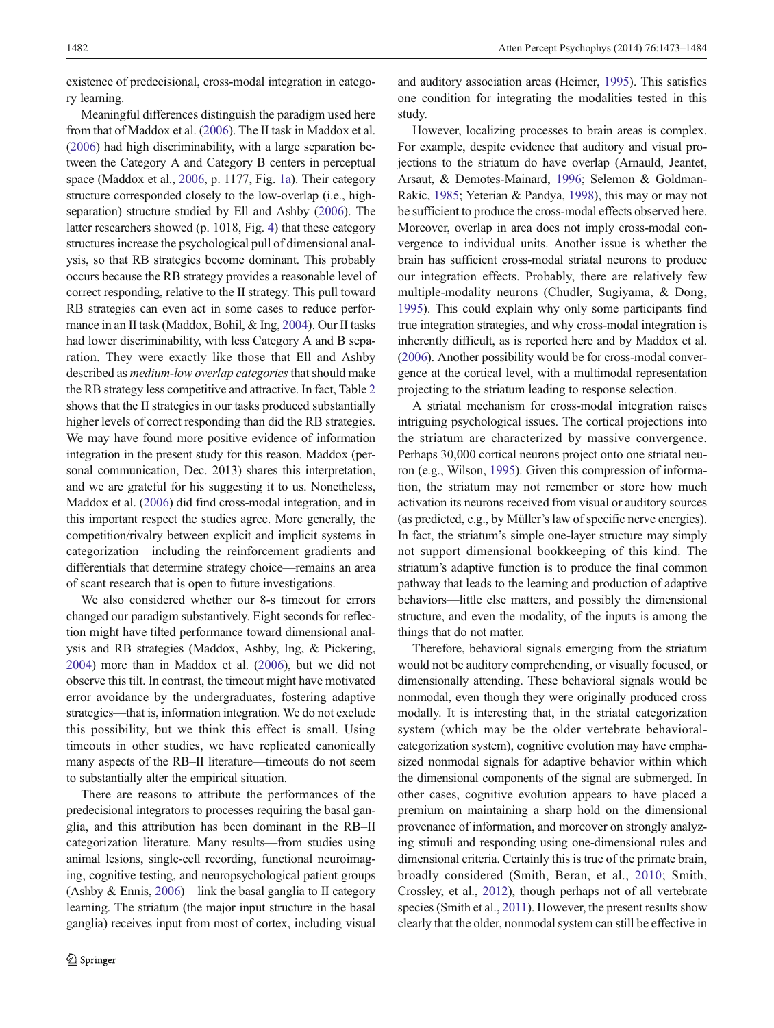existence of predecisional, cross-modal integration in category learning.

Meaningful differences distinguish the paradigm used here from that of Maddox et al. (2006). The II task in Maddox et al. (2006) had high discriminability, with a large separation between the Category A and Category B centers in perceptual space (Maddox et al., 2006, p. 1177, Fig. 1a). Their category structure corresponded closely to the low-overlap (i.e., high-separation) structure studied by Ell and Ashby (2006). The latter researchers showed (p. 1018, Fig. 4) that these category structures increase the psychological pull of dimensional analysis, so that RB strategies become dominant. This probably occurs because the RB strategy provides a reasonable level of correct responding, relative to the II strategy. This pull toward RB strategies can even act in some cases to reduce performance in an II task (Maddox, Bohil, & Ing, 2004). Our II tasks had lower discriminability, with less Category A and B separation. They were exactly like those that Ell and Ashby described as *medium-low overlap categories* that should make the RB strategy less competitive and attractive. In fact, Table 2 shows that the II strategies in our tasks produced substantially higher levels of correct responding than did the RB strategies. We may have found more positive evidence of information integration in the present study for this reason. Maddox (personal communication, Dec. 2013) shares this interpretation, and we are grateful for his suggesting it to us. Nonetheless, Maddox et al. (2006) did find cross-modal integration, and in this important respect the studies agree. More generally, the competition/rivalry between explicit and implicit systems in categorization—including the reinforcement gradients and differentials that determine strategy choice—remains an area of scant research that is open to future investigations.

We also considered whether our 8-s timeout for errors changed our paradigm substantively. Eight seconds for reflection might have tilted performance toward dimensional analysis and RB strategies (Maddox, Ashby, Ing, & Pickering, 2004) more than in Maddox et al. (2006), but we did not observe this tilt. In contrast, the timeout might have motivated error avoidance by the undergraduates, fostering adaptive strategies—that is, information integration. We do not exclude this possibility, but we think this effect is small. Using timeouts in other studies, we have replicated canonically many aspects of the RB–II literature—timeouts do not seem to substantially alter the empirical situation.

There are reasons to attribute the performances of the predecisional integrators to processes requiring the basal ganglia, and this attribution has been dominant in the RB–II categorization literature. Many results—from studies using animal lesions, single-cell recording, functional neuroimaging, cognitive testing, and neuropsychological patient groups (Ashby & Ennis, 2006)—link the basal ganglia to II category learning. The striatum (the major input structure in the basal ganglia) receives input from most of cortex, including visual and auditory association areas (Heimer, 1995). This satisfies one condition for integrating the modalities tested in this study.

However, localizing processes to brain areas is complex. For example, despite evidence that auditory and visual projections to the striatum do have overlap (Arnauld, Jeantet, Arsaut, & Demotes-Mainard, 1996; Selemon & Goldman-Rakic, 1985; Yeterian & Pandya, 1998), this may or may not be sufficient to produce the cross-modal effects observed here. Moreover, overlap in area does not imply cross-modal convergence to individual units. Another issue is whether the brain has sufficient cross-modal striatal neurons to produce our integration effects. Probably, there are relatively few multiple-modality neurons (Chudler, Sugiyama, & Dong, 1995). This could explain why only some participants find true integration strategies, and why cross-modal integration is inherently difficult, as is reported here and by Maddox et al. (2006). Another possibility would be for cross-modal convergence at the cortical level, with a multimodal representation projecting to the striatum leading to response selection.

A striatal mechanism for cross-modal integration raises intriguing psychological issues. The cortical projections into the striatum are characterized by massive convergence. Perhaps 30,000 cortical neurons project onto one striatal neuron (e.g., Wilson, 1995). Given this compression of information, the striatum may not remember or store how much activation its neurons received from visual or auditory sources (as predicted, e.g., by Müller's law of specific nerve energies). In fact, the striatum's simple one-layer structure may simply not support dimensional bookkeeping of this kind. The striatum's adaptive function is to produce the final common pathway that leads to the learning and production of adaptive behaviors—little else matters, and possibly the dimensional structure, and even the modality, of the inputs is among the things that do not matter.

Therefore, behavioral signals emerging from the striatum would not be auditory comprehending, or visually focused, or dimensionally attending. These behavioral signals would be nonmodal, even though they were originally produced cross modally. It is interesting that, in the striatal categorization system (which may be the older vertebrate behavioral-categorization system), cognitive evolution may have emphasized nonmodal signals for adaptive behavior within which the dimensional components of the signal are submerged. In other cases, cognitive evolution appears to have placed a premium on maintaining a sharp hold on the dimensional provenance of information, and moreover on strongly analyzing stimuli and responding using one-dimensional rules and dimensional criteria. Certainly this is true of the primate brain, broadly considered (Smith, Beran, et al., 2010; Smith, Crossley, et al., 2012), though perhaps not of all vertebrate species (Smith et al., 2011). However, the present results show clearly that the older, nonmodal system can still be effective in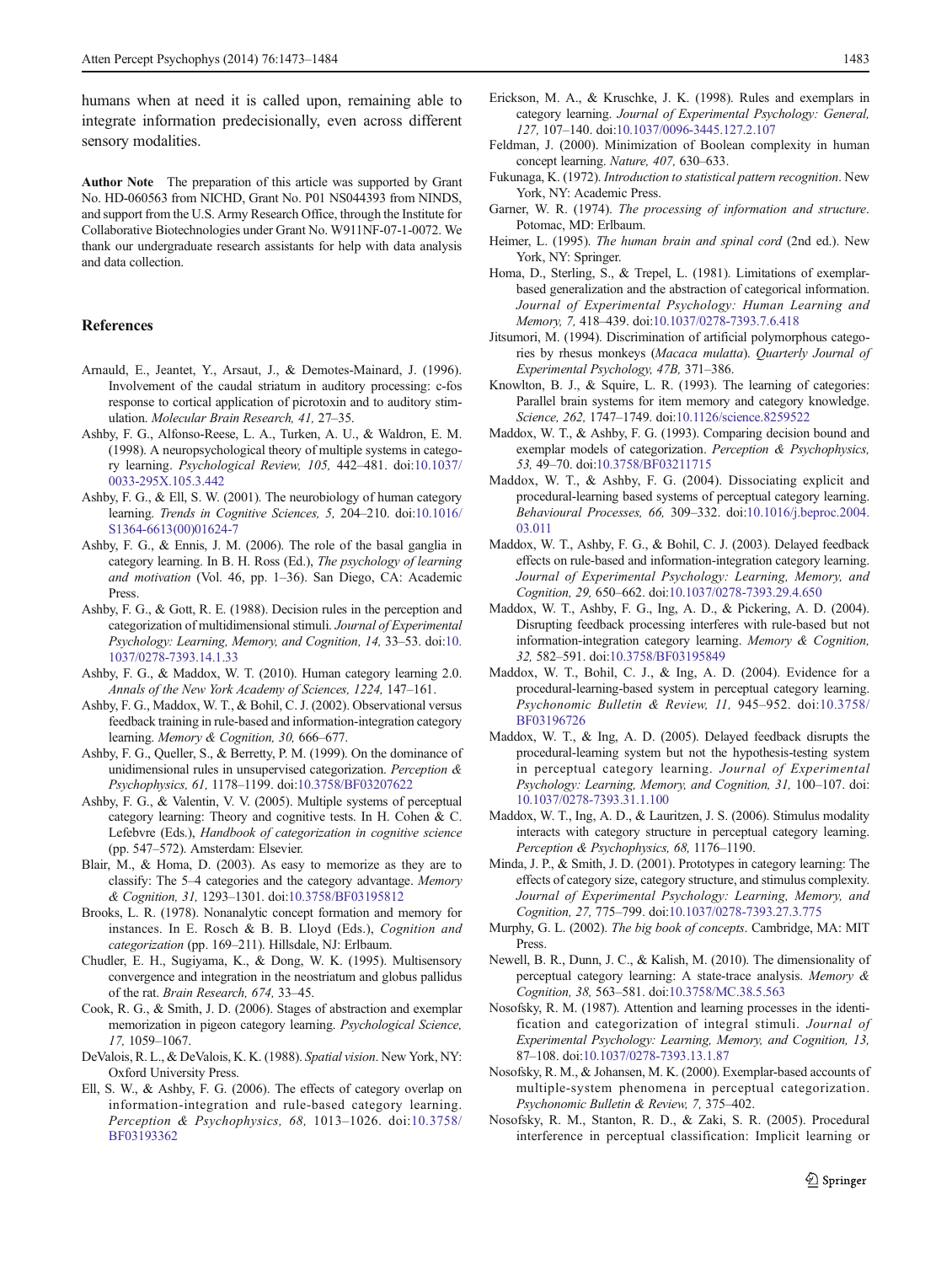humans when at need it is called upon, remaining able to integrate information predecisionally, even across different sensory modalities.

**Author Note** The preparation of this article was supported by Grant No. HD-060563 from NICHD, Grant No. P01 NS044393 from NINDS, and support from the U.S. Army Research Office, through the Institute for Collaborative Biotechnologies under Grant No. W911NF-07-1-0072. We thank our undergraduate research assistants for help with data analysis and data collection.

## References

Arnauld, E., Jeantet, Y., Arsaut, J., & Demotes-Mainard, J. (1996). Involvement of the caudal striatum in auditory processing: c-fos response to cortical application of picrotoxin and to auditory stimulation. *Molecular Brain Research, 41,* 27–35.

Ashby, F. G., Alfonso-Reese, L. A., Turken, A. U., & Waldron, E. M. (1998). A neuropsychological theory of multiple systems in category learning. *Psychological Review, 105,* 442–481. doi:10.1037/0033-295X.105.3.442

Ashby, F. G., & Ell, S. W. (2001). The neurobiology of human category learning. *Trends in Cognitive Sciences, 5,* 204–210. doi:10.1016/S1364-6613(00)01624-7

Ashby, F. G., & Ennis, J. M. (2006). The role of the basal ganglia in category learning. In B. H. Ross (Ed.), *The psychology of learning and motivation* (Vol. 46, pp. 1–36). San Diego, CA: Academic Press.

Ashby, F. G., & Gott, R. E. (1988). Decision rules in the perception and categorization of multidimensional stimuli. *Journal of Experimental Psychology: Learning, Memory, and Cognition, 14,* 33–53. doi:10.1037/0278-7393.14.1.33

Ashby, F. G., & Maddox, W. T. (2010). Human category learning 2.0. *Annals of the New York Academy of Sciences, 1224,* 147–161.

Ashby, F. G., Maddox, W. T., & Bohil, C. J. (2002). Observational versus feedback training in rule-based and information-integration category learning. *Memory & Cognition, 30,* 666–677.

Ashby, F. G., Queller, S., & Berretty, P. M. (1999). On the dominance of unidimensional rules in unsupervised categorization. *Perception & Psychophysics, 61,* 1178–1199. doi:10.3758/BF03207622

Ashby, F. G., & Valentin, V. V. (2005). Multiple systems of perceptual category learning: Theory and cognitive tests. In H. Cohen & C. Lefebvre (Eds.), *Handbook of categorization in cognitive science* (pp. 547–572). Amsterdam: Elsevier.

Blair, M., & Homa, D. (2003). As easy to memorize as they are to classify: The 5–4 categories and the category advantage. *Memory & Cognition, 31,* 1293–1301. doi:10.3758/BF03195812

Brooks, L. R. (1978). Nonanalytic concept formation and memory for instances. In E. Rosch & B. B. Lloyd (Eds.), *Cognition and categorization* (pp. 169–211). Hillsdale, NJ: Erlbaum.

Chudler, E. H., Sugiyama, K., & Dong, W. K. (1995). Multisensory convergence and integration in the neostriatum and globus pallidus of the rat. *Brain Research, 674,* 33–45.

Cook, R. G., & Smith, J. D. (2006). Stages of abstraction and exemplar memorization in pigeon category learning. *Psychological Science, 17,* 1059–1067.

DeValois, R. L., & DeValois, K. K. (1988). *Spatial vision*. New York, NY: Oxford University Press.

Ell, S. W., & Ashby, F. G. (2006). The effects of category overlap on information-integration and rule-based category learning. *Perception & Psychophysics, 68,* 1013–1026. doi:10.3758/BF03193362

Erickson, M. A., & Kruschke, J. K. (1998). Rules and exemplars in category learning. *Journal of Experimental Psychology: General, 127,* 107–140. doi:10.1037/0096-3445.127.2.107

Feldman, J. (2000). Minimization of Boolean complexity in human concept learning. *Nature, 407,* 630–633.

Fukunaga, K. (1972). *Introduction to statistical pattern recognition*. New York, NY: Academic Press.

Garner, W. R. (1974). *The processing of information and structure*. Potomac, MD: Erlbaum.

Heimer, L. (1995). *The human brain and spinal cord* (2nd ed.). New York, NY: Springer.

Homa, D., Sterling, S., & Trepel, L. (1981). Limitations of exemplar-based generalization and the abstraction of categorical information. *Journal of Experimental Psychology: Human Learning and Memory, 7,* 418–439. doi:10.1037/0278-7393.7.6.418

Jitsumori, M. (1994). Discrimination of artificial polymorphous categories by rhesus monkeys (*Macaca mulatta*). *Quarterly Journal of Experimental Psychology, 47B,* 371–386.

Knowlton, B. J., & Squire, L. R. (1993). The learning of categories: Parallel brain systems for item memory and category knowledge. *Science, 262,* 1747–1749. doi:10.1126/science.8259522

Maddox, W. T., & Ashby, F. G. (1993). Comparing decision bound and exemplar models of categorization. *Perception & Psychophysics, 53,* 49–70. doi:10.3758/BF03211715

Maddox, W. T., & Ashby, F. G. (2004). Dissociating explicit and procedural-learning based systems of perceptual category learning. *Behavioural Processes, 66,* 309–332. doi:10.1016/j.beproc.2004.03.011

Maddox, W. T., Ashby, F. G., & Bohil, C. J. (2003). Delayed feedback effects on rule-based and information-integration category learning. *Journal of Experimental Psychology: Learning, Memory, and Cognition, 29,* 650–662. doi:10.1037/0278-7393.29.4.650

Maddox, W. T., Ashby, F. G., Ing, A. D., & Pickering, A. D. (2004). Disrupting feedback processing interferes with rule-based but not information-integration category learning. *Memory & Cognition, 32,* 582–591. doi:10.3758/BF03195849

Maddox, W. T., Bohil, C. J., & Ing, A. D. (2004). Evidence for a procedural-learning-based system in perceptual category learning. *Psychonomic Bulletin & Review, 11,* 945–952. doi:10.3758/BF03196726

Maddox, W. T., & Ing, A. D. (2005). Delayed feedback disrupts the procedural-learning system but not the hypothesis-testing system in perceptual category learning. *Journal of Experimental Psychology: Learning, Memory, and Cognition, 31,* 100–107. doi:10.1037/0278-7393.31.1.100

Maddox, W. T., Ing, A. D., & Lauritzen, J. S. (2006). Stimulus modality interacts with category structure in perceptual category learning. *Perception & Psychophysics, 68,* 1176–1190.

Minda, J. P., & Smith, J. D. (2001). Prototypes in category learning: The effects of category size, category structure, and stimulus complexity. *Journal of Experimental Psychology: Learning, Memory, and Cognition, 27,* 775–799. doi:10.1037/0278-7393.27.3.775

Murphy, G. L. (2002). *The big book of concepts*. Cambridge, MA: MIT Press.

Newell, B. R., Dunn, J. C., & Kalish, M. (2010). The dimensionality of perceptual category learning: A state-trace analysis. *Memory & Cognition, 38,* 563–581. doi:10.3758/MC.38.5.563

Nosofsky, R. M. (1987). Attention and learning processes in the identification and categorization of integral stimuli. *Journal of Experimental Psychology: Learning, Memory, and Cognition, 13,* 87–108. doi:10.1037/0278-7393.13.1.87

Nosofsky, R. M., & Johansen, M. K. (2000). Exemplar-based accounts of multiple-system phenomena in perceptual categorization. *Psychonomic Bulletin & Review, 7,* 375–402.

Nosofsky, R. M., Stanton, R. D., & Zaki, S. R. (2005). Procedural interference in perceptual classification: Implicit learning or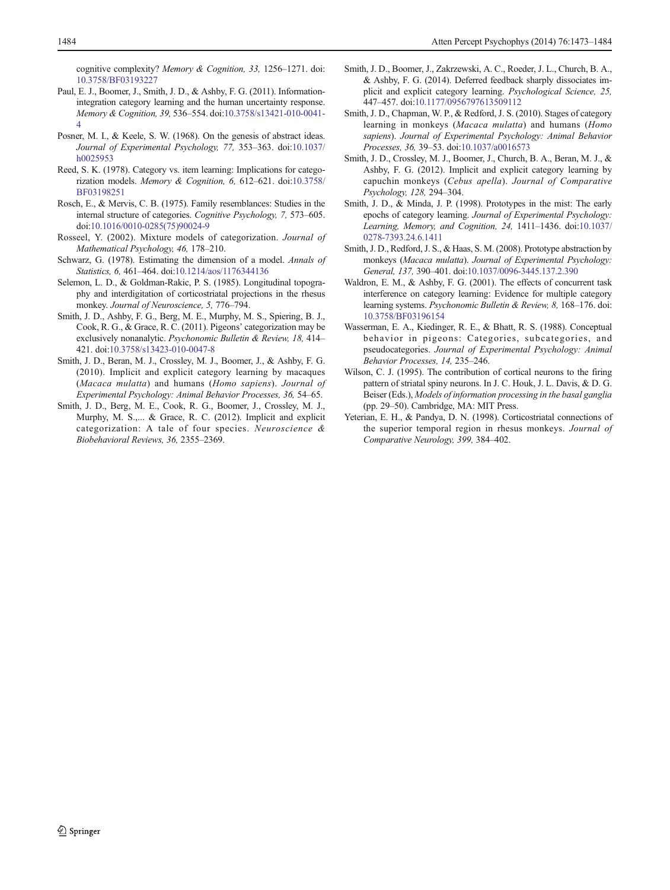cognitive complexity? *Memory & Cognition, 33,* 1256–1271. doi:10.3758/BF03193227

Paul, E. J., Boomer, J., Smith, J. D., & Ashby, F. G. (2011). Information-integration category learning and the human uncertainty response. *Memory & Cognition, 39,* 536–554. doi:10.3758/s13421-010-0041-4

Posner, M. I., & Keele, S. W. (1968). On the genesis of abstract ideas. *Journal of Experimental Psychology, 77,* 353–363. doi:10.1037/h0025953

Reed, S. K. (1978). Category vs. item learning: Implications for categorization models. *Memory & Cognition, 6,* 612–621. doi:10.3758/BF03198251

Rosch, E., & Mervis, C. B. (1975). Family resemblances: Studies in the internal structure of categories. *Cognitive Psychology, 7,* 573–605. doi:10.1016/0010-0285(75)90024-9

Rosseel, Y. (2002). Mixture models of categorization. *Journal of Mathematical Psychology, 46,* 178–210.

Schwarz, G. (1978). Estimating the dimension of a model. *Annals of Statistics, 6,* 461–464. doi:10.1214/aos/1176344136

Selemon, L. D., & Goldman-Rakic, P. S. (1985). Longitudinal topography and interdigitation of corticostriatal projections in the rhesus monkey. *Journal of Neuroscience, 5,* 776–794.

Smith, J. D., Ashby, F. G., Berg, M. E., Murphy, M. S., Spiering, B. J., Cook, R. G., & Grace, R. C. (2011). Pigeons' categorization may be exclusively nonanalytic. *Psychonomic Bulletin & Review, 18,* 414–421. doi:10.3758/s13423-010-0047-8

Smith, J. D., Beran, M. J., Crossley, M. J., Boomer, J., & Ashby, F. G. (2010). Implicit and explicit category learning by macaques (*Macaca mulatta*) and humans (*Homo sapiens*). *Journal of Experimental Psychology: Animal Behavior Processes, 36,* 54–65.

Smith, J. D., Berg, M. E., Cook, R. G., Boomer, J., Crossley, M. J., Murphy, M. S.,... & Grace, R. C. (2012). Implicit and explicit categorization: A tale of four species. *Neuroscience & Biobehavioral Reviews, 36,* 2355–2369.

Smith, J. D., Boomer, J., Zakrzewski, A. C., Roeder, J. L., Church, B. A., & Ashby, F. G. (2014). Deferred feedback sharply dissociates implicit and explicit category learning. *Psychological Science, 25,* 447–457. doi:10.1177/0956797613509112

Smith, J. D., Chapman, W. P., & Redford, J. S. (2010). Stages of category learning in monkeys (*Macaca mulatta*) and humans (*Homo sapiens*). *Journal of Experimental Psychology: Animal Behavior Processes, 36,* 39–53. doi:10.1037/a0016573

Smith, J. D., Crossley, M. J., Boomer, J., Church, B. A., Beran, M. J., & Ashby, F. G. (2012). Implicit and explicit category learning by capuchin monkeys (*Cebus apella*). *Journal of Comparative Psychology, 128,* 294–304.

Smith, J. D., & Minda, J. P. (1998). Prototypes in the mist: The early epochs of category learning. *Journal of Experimental Psychology: Learning, Memory, and Cognition, 24,* 1411–1436. doi:10.1037/0278-7393.24.6.1411

Smith, J. D., Redford, J. S., & Haas, S. M. (2008). Prototype abstraction by monkeys (*Macaca mulatta*). *Journal of Experimental Psychology: General, 137,* 390–401. doi:10.1037/0096-3445.137.2.390

Waldron, E. M., & Ashby, F. G. (2001). The effects of concurrent task interference on category learning: Evidence for multiple category learning systems. *Psychonomic Bulletin & Review, 8,* 168–176. doi:10.3758/BF03196154

Wasserman, E. A., Kiedinger, R. E., & Bhatt, R. S. (1988). Conceptual behavior in pigeons: Categories, subcategories, and pseudocategories. *Journal of Experimental Psychology: Animal Behavior Processes, 14,* 235–246.

Wilson, C. J. (1995). The contribution of cortical neurons to the firing pattern of striatal spiny neurons. In J. C. Houk, J. L. Davis, & D. G. Beiser (Eds.), *Models of information processing in the basal ganglia* (pp. 29–50). Cambridge, MA: MIT Press.

Yeterian, E. H., & Pandya, D. N. (1998). Corticostriatal connections of the superior temporal region in rhesus monkeys. *Journal of Comparative Neurology, 399,* 384–402.